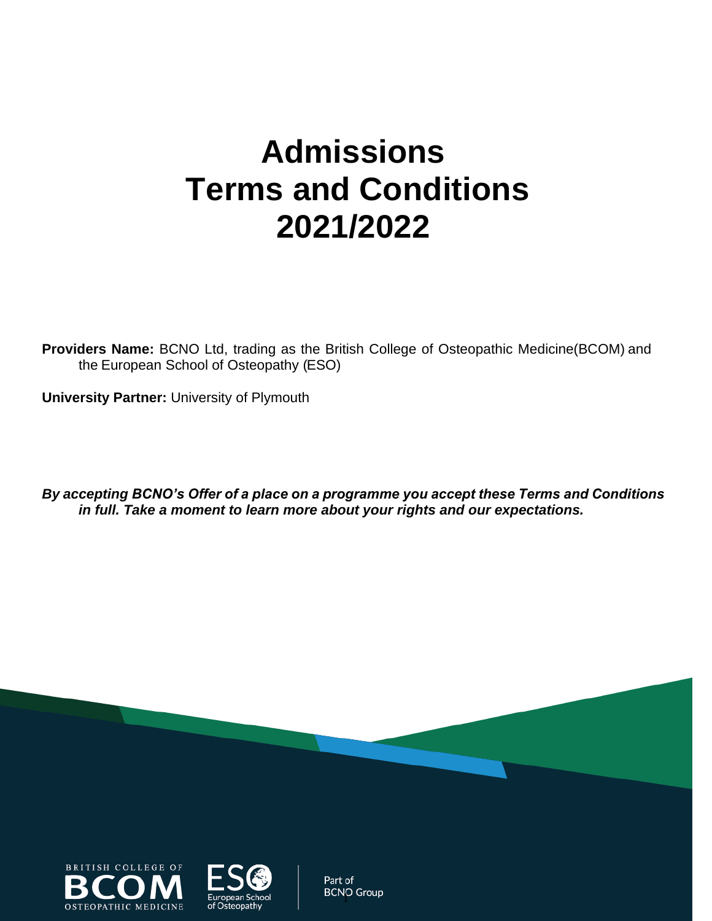# Admissions Terms and Conditions 2021/2022

**Providers Name:** BCNO Ltd, trading as the British College of Osteopathic Medicine(BCOM) and the European School of Osteopathy (ESO)

**University Partner:** University of Plymouth

***By accepting BCNO's Offer of a place on a programme you accept these Terms and Conditions in full. Take a moment to learn more about your rights and our expectations.***

Part of BCNO Group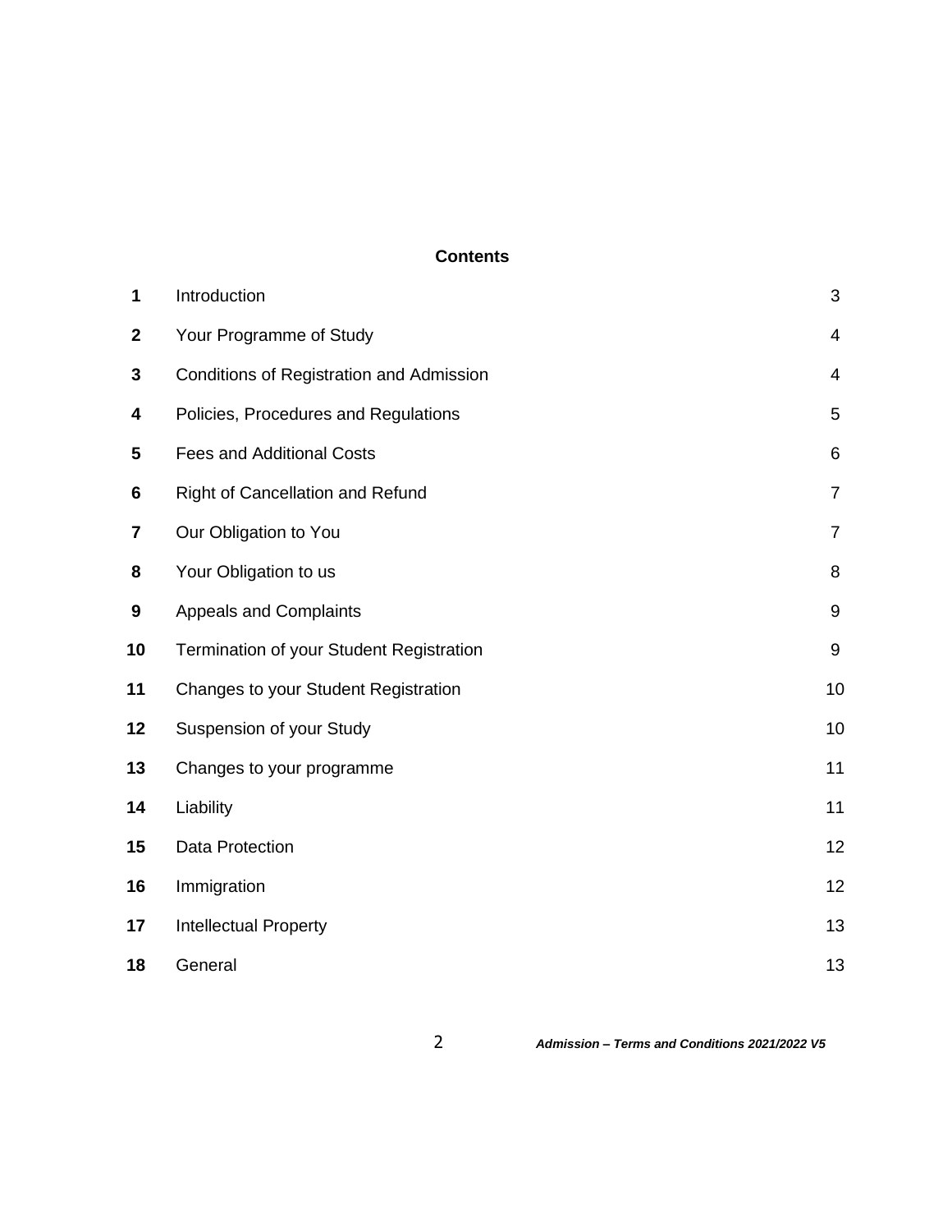**Contents**

| | | |
|---|---|---|
| **1** | Introduction | 3 |
| **2** | Your Programme of Study | 4 |
| **3** | Conditions of Registration and Admission | 4 |
| **4** | Policies, Procedures and Regulations | 5 |
| **5** | Fees and Additional Costs | 6 |
| **6** | Right of Cancellation and Refund | 7 |
| **7** | Our Obligation to You | 7 |
| **8** | Your Obligation to us | 8 |
| **9** | Appeals and Complaints | 9 |
| **10** | Termination of your Student Registration | 9 |
| **11** | Changes to your Student Registration | 10 |
| **12** | Suspension of your Study | 10 |
| **13** | Changes to your programme | 11 |
| **14** | Liability | 11 |
| **15** | Data Protection | 12 |
| **16** | Immigration | 12 |
| **17** | Intellectual Property | 13 |
| **18** | General | 13 |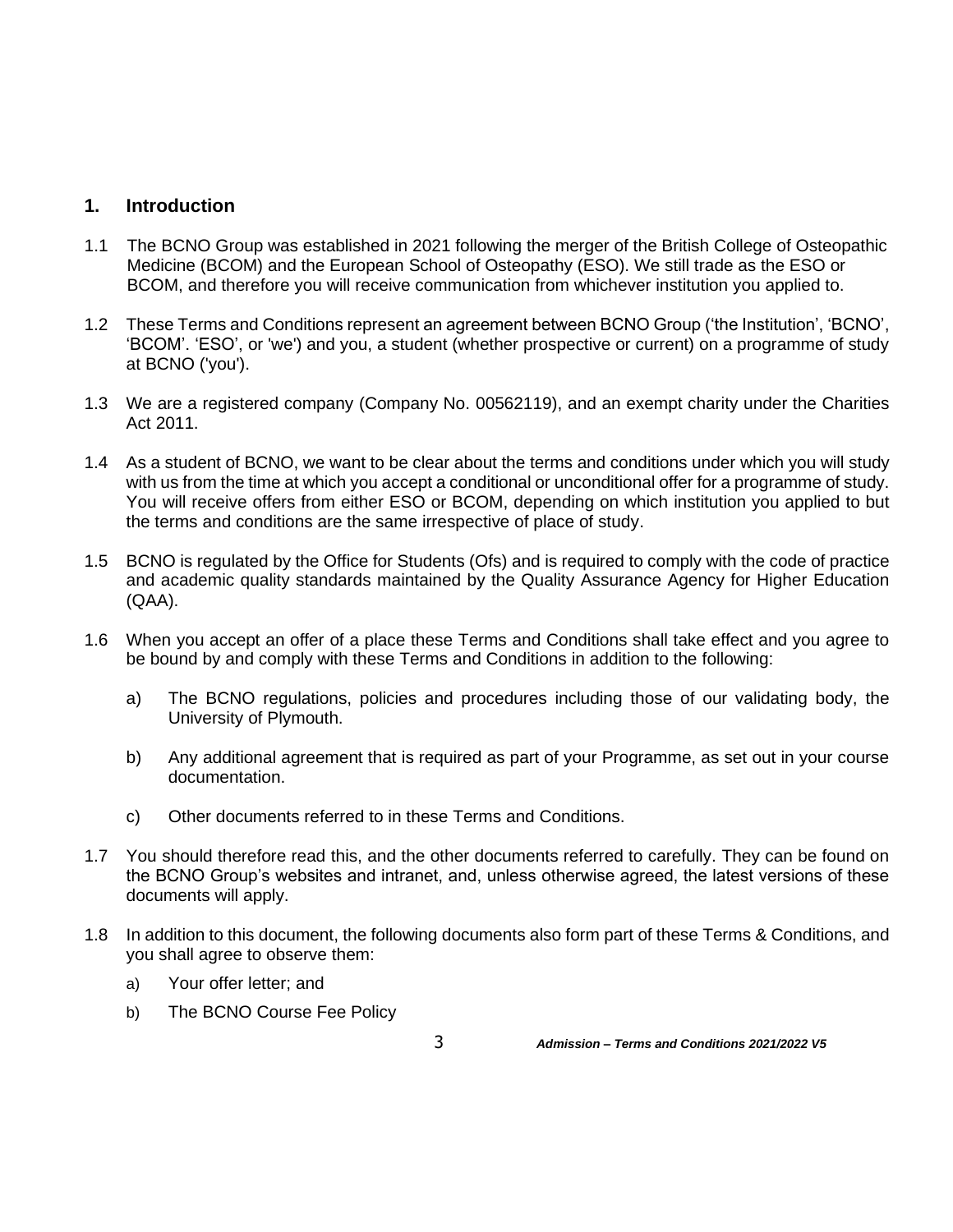## 1. Introduction

1.1 The BCNO Group was established in 2021 following the merger of the British College of Osteopathic Medicine (BCOM) and the European School of Osteopathy (ESO). We still trade as the ESO or BCOM, and therefore you will receive communication from whichever institution you applied to.

1.2 These Terms and Conditions represent an agreement between BCNO Group ('the Institution', 'BCNO', 'BCOM'. 'ESO', or 'we') and you, a student (whether prospective or current) on a programme of study at BCNO ('you').

1.3 We are a registered company (Company No. 00562119), and an exempt charity under the Charities Act 2011.

1.4 As a student of BCNO, we want to be clear about the terms and conditions under which you will study with us from the time at which you accept a conditional or unconditional offer for a programme of study. You will receive offers from either ESO or BCOM, depending on which institution you applied to but the terms and conditions are the same irrespective of place of study.

1.5 BCNO is regulated by the Office for Students (Ofs) and is required to comply with the code of practice and academic quality standards maintained by the Quality Assurance Agency for Higher Education (QAA).

1.6 When you accept an offer of a place these Terms and Conditions shall take effect and you agree to be bound by and comply with these Terms and Conditions in addition to the following:

   a) The BCNO regulations, policies and procedures including those of our validating body, the University of Plymouth.

   b) Any additional agreement that is required as part of your Programme, as set out in your course documentation.

   c) Other documents referred to in these Terms and Conditions.

1.7 You should therefore read this, and the other documents referred to carefully. They can be found on the BCNO Group's websites and intranet, and, unless otherwise agreed, the latest versions of these documents will apply.

1.8 In addition to this document, the following documents also form part of these Terms & Conditions, and you shall agree to observe them:

   a) Your offer letter; and

   b) The BCNO Course Fee Policy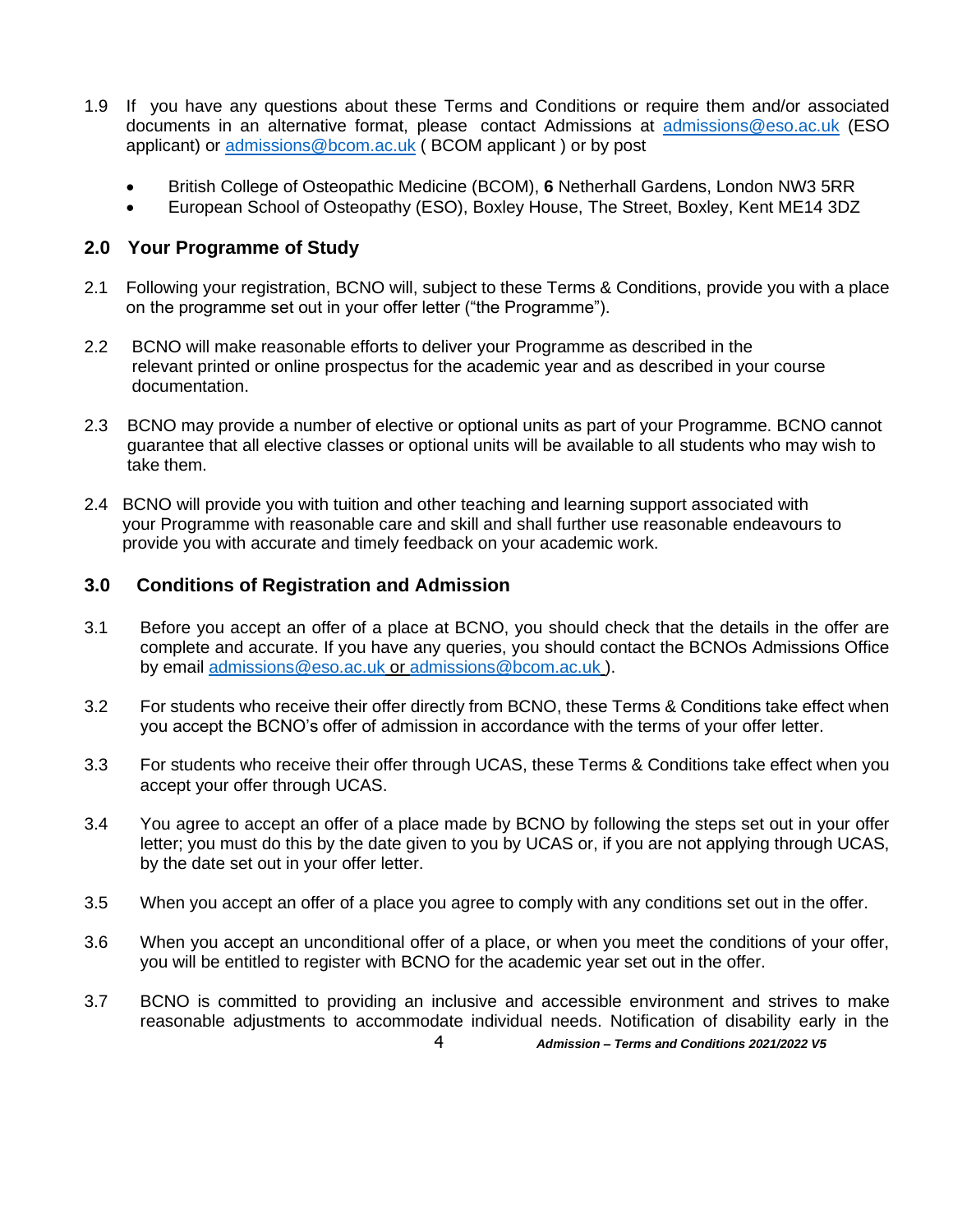1.9 If you have any questions about these Terms and Conditions or require them and/or associated documents in an alternative format, please contact Admissions at admissions@eso.ac.uk (ESO applicant) or admissions@bcom.ac.uk ( BCOM applicant ) or by post

- British College of Osteopathic Medicine (BCOM), **6** Netherhall Gardens, London NW3 5RR
- European School of Osteopathy (ESO), Boxley House, The Street, Boxley, Kent ME14 3DZ

## 2.0 Your Programme of Study

2.1 Following your registration, BCNO will, subject to these Terms & Conditions, provide you with a place on the programme set out in your offer letter ("the Programme").

2.2 BCNO will make reasonable efforts to deliver your Programme as described in the relevant printed or online prospectus for the academic year and as described in your course documentation.

2.3 BCNO may provide a number of elective or optional units as part of your Programme. BCNO cannot guarantee that all elective classes or optional units will be available to all students who may wish to take them.

2.4 BCNO will provide you with tuition and other teaching and learning support associated with your Programme with reasonable care and skill and shall further use reasonable endeavours to provide you with accurate and timely feedback on your academic work.

## 3.0 Conditions of Registration and Admission

3.1 Before you accept an offer of a place at BCNO, you should check that the details in the offer are complete and accurate. If you have any queries, you should contact the BCNOs Admissions Office by email admissions@eso.ac.uk or admissions@bcom.ac.uk ).

3.2 For students who receive their offer directly from BCNO, these Terms & Conditions take effect when you accept the BCNO's offer of admission in accordance with the terms of your offer letter.

3.3 For students who receive their offer through UCAS, these Terms & Conditions take effect when you accept your offer through UCAS.

3.4 You agree to accept an offer of a place made by BCNO by following the steps set out in your offer letter; you must do this by the date given to you by UCAS or, if you are not applying through UCAS, by the date set out in your offer letter.

3.5 When you accept an offer of a place you agree to comply with any conditions set out in the offer.

3.6 When you accept an unconditional offer of a place, or when you meet the conditions of your offer, you will be entitled to register with BCNO for the academic year set out in the offer.

3.7 BCNO is committed to providing an inclusive and accessible environment and strives to make reasonable adjustments to accommodate individual needs. Notification of disability early in the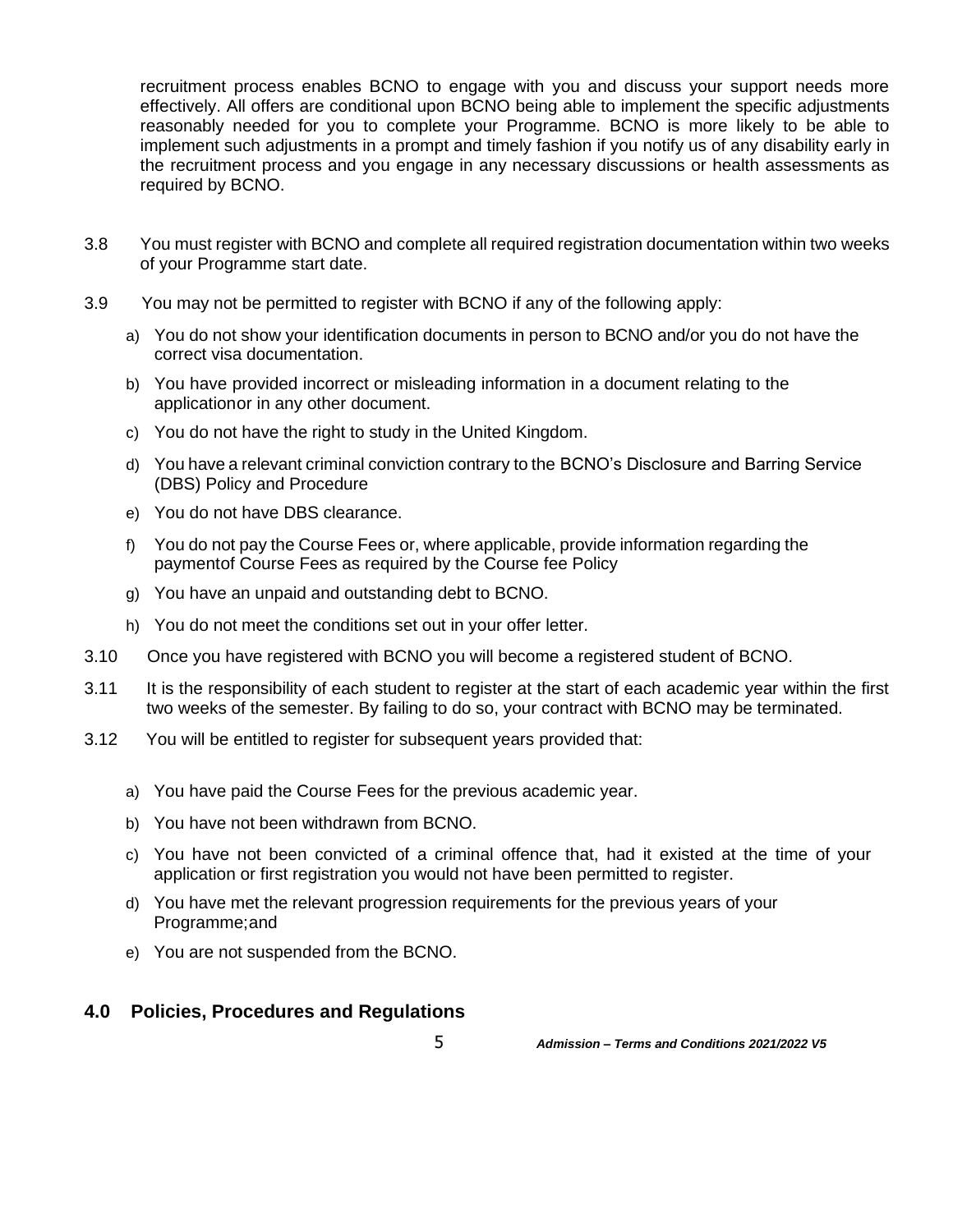recruitment process enables BCNO to engage with you and discuss your support needs more effectively. All offers are conditional upon BCNO being able to implement the specific adjustments reasonably needed for you to complete your Programme. BCNO is more likely to be able to implement such adjustments in a prompt and timely fashion if you notify us of any disability early in the recruitment process and you engage in any necessary discussions or health assessments as required by BCNO.

3.8 You must register with BCNO and complete all required registration documentation within two weeks of your Programme start date.

3.9 You may not be permitted to register with BCNO if any of the following apply:

a) You do not show your identification documents in person to BCNO and/or you do not have the correct visa documentation.

b) You have provided incorrect or misleading information in a document relating to the applicationor in any other document.

c) You do not have the right to study in the United Kingdom.

d) You have a relevant criminal conviction contrary to the BCNO's Disclosure and Barring Service (DBS) Policy and Procedure

e) You do not have DBS clearance.

f) You do not pay the Course Fees or, where applicable, provide information regarding the paymentof Course Fees as required by the Course fee Policy

g) You have an unpaid and outstanding debt to BCNO.

h) You do not meet the conditions set out in your offer letter.

3.10 Once you have registered with BCNO you will become a registered student of BCNO.

3.11 It is the responsibility of each student to register at the start of each academic year within the first two weeks of the semester. By failing to do so, your contract with BCNO may be terminated.

3.12 You will be entitled to register for subsequent years provided that:

a) You have paid the Course Fees for the previous academic year.

b) You have not been withdrawn from BCNO.

c) You have not been convicted of a criminal offence that, had it existed at the time of your application or first registration you would not have been permitted to register.

d) You have met the relevant progression requirements for the previous years of your Programme;and

e) You are not suspended from the BCNO.

## 4.0 Policies, Procedures and Regulations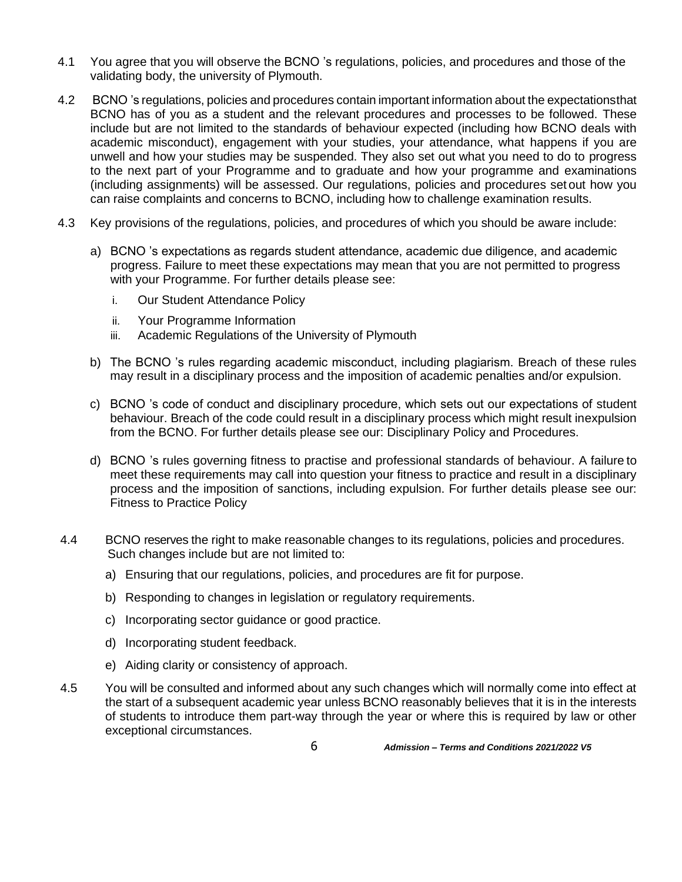4.1 You agree that you will observe the BCNO 's regulations, policies, and procedures and those of the validating body, the university of Plymouth.

4.2 BCNO 's regulations, policies and procedures contain important information about the expectationsthat BCNO has of you as a student and the relevant procedures and processes to be followed. These include but are not limited to the standards of behaviour expected (including how BCNO deals with academic misconduct), engagement with your studies, your attendance, what happens if you are unwell and how your studies may be suspended. They also set out what you need to do to progress to the next part of your Programme and to graduate and how your programme and examinations (including assignments) will be assessed. Our regulations, policies and procedures set out how you can raise complaints and concerns to BCNO, including how to challenge examination results.

4.3 Key provisions of the regulations, policies, and procedures of which you should be aware include:

a) BCNO 's expectations as regards student attendance, academic due diligence, and academic progress. Failure to meet these expectations may mean that you are not permitted to progress with your Programme. For further details please see:

   i. Our Student Attendance Policy
   ii. Your Programme Information
   iii. Academic Regulations of the University of Plymouth

b) The BCNO 's rules regarding academic misconduct, including plagiarism. Breach of these rules may result in a disciplinary process and the imposition of academic penalties and/or expulsion.

c) BCNO 's code of conduct and disciplinary procedure, which sets out our expectations of student behaviour. Breach of the code could result in a disciplinary process which might result inexpulsion from the BCNO. For further details please see our: Disciplinary Policy and Procedures.

d) BCNO 's rules governing fitness to practise and professional standards of behaviour. A failure to meet these requirements may call into question your fitness to practice and result in a disciplinary process and the imposition of sanctions, including expulsion. For further details please see our: Fitness to Practice Policy

4.4 BCNO reserves the right to make reasonable changes to its regulations, policies and procedures. Such changes include but are not limited to:

a) Ensuring that our regulations, policies, and procedures are fit for purpose.

b) Responding to changes in legislation or regulatory requirements.

c) Incorporating sector guidance or good practice.

d) Incorporating student feedback.

e) Aiding clarity or consistency of approach.

4.5 You will be consulted and informed about any such changes which will normally come into effect at the start of a subsequent academic year unless BCNO reasonably believes that it is in the interests of students to introduce them part-way through the year or where this is required by law or other exceptional circumstances.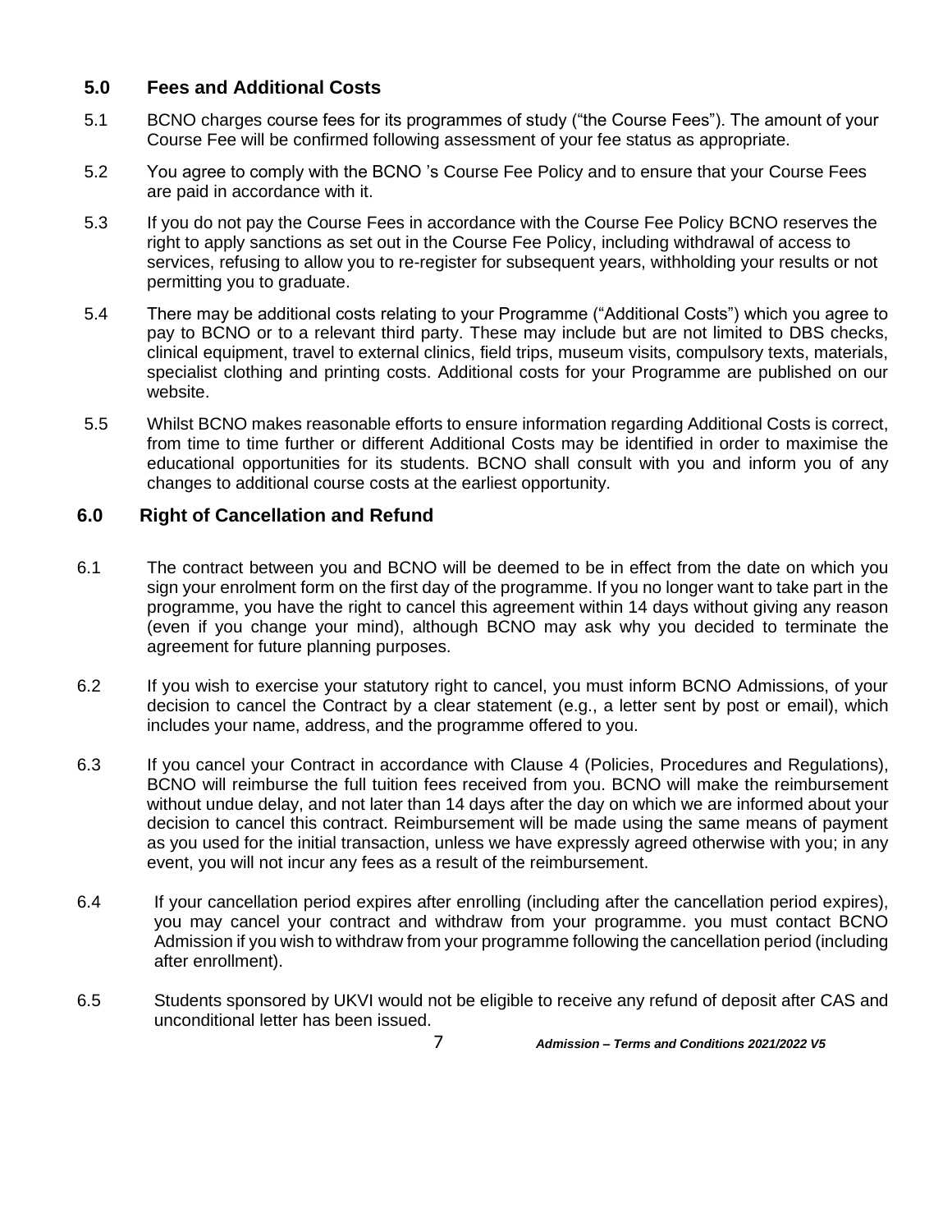## 5.0 Fees and Additional Costs

5.1 BCNO charges course fees for its programmes of study ("the Course Fees"). The amount of your Course Fee will be confirmed following assessment of your fee status as appropriate.

5.2 You agree to comply with the BCNO 's Course Fee Policy and to ensure that your Course Fees are paid in accordance with it.

5.3 If you do not pay the Course Fees in accordance with the Course Fee Policy BCNO reserves the right to apply sanctions as set out in the Course Fee Policy, including withdrawal of access to services, refusing to allow you to re-register for subsequent years, withholding your results or not permitting you to graduate.

5.4 There may be additional costs relating to your Programme ("Additional Costs") which you agree to pay to BCNO or to a relevant third party. These may include but are not limited to DBS checks, clinical equipment, travel to external clinics, field trips, museum visits, compulsory texts, materials, specialist clothing and printing costs. Additional costs for your Programme are published on our website.

5.5 Whilst BCNO makes reasonable efforts to ensure information regarding Additional Costs is correct, from time to time further or different Additional Costs may be identified in order to maximise the educational opportunities for its students. BCNO shall consult with you and inform you of any changes to additional course costs at the earliest opportunity.

## 6.0 Right of Cancellation and Refund

6.1 The contract between you and BCNO will be deemed to be in effect from the date on which you sign your enrolment form on the first day of the programme. If you no longer want to take part in the programme, you have the right to cancel this agreement within 14 days without giving any reason (even if you change your mind), although BCNO may ask why you decided to terminate the agreement for future planning purposes.

6.2 If you wish to exercise your statutory right to cancel, you must inform BCNO Admissions, of your decision to cancel the Contract by a clear statement (e.g., a letter sent by post or email), which includes your name, address, and the programme offered to you.

6.3 If you cancel your Contract in accordance with Clause 4 (Policies, Procedures and Regulations), BCNO will reimburse the full tuition fees received from you. BCNO will make the reimbursement without undue delay, and not later than 14 days after the day on which we are informed about your decision to cancel this contract. Reimbursement will be made using the same means of payment as you used for the initial transaction, unless we have expressly agreed otherwise with you; in any event, you will not incur any fees as a result of the reimbursement.

6.4 If your cancellation period expires after enrolling (including after the cancellation period expires), you may cancel your contract and withdraw from your programme. you must contact BCNO Admission if you wish to withdraw from your programme following the cancellation period (including after enrollment).

6.5 Students sponsored by UKVI would not be eligible to receive any refund of deposit after CAS and unconditional letter has been issued.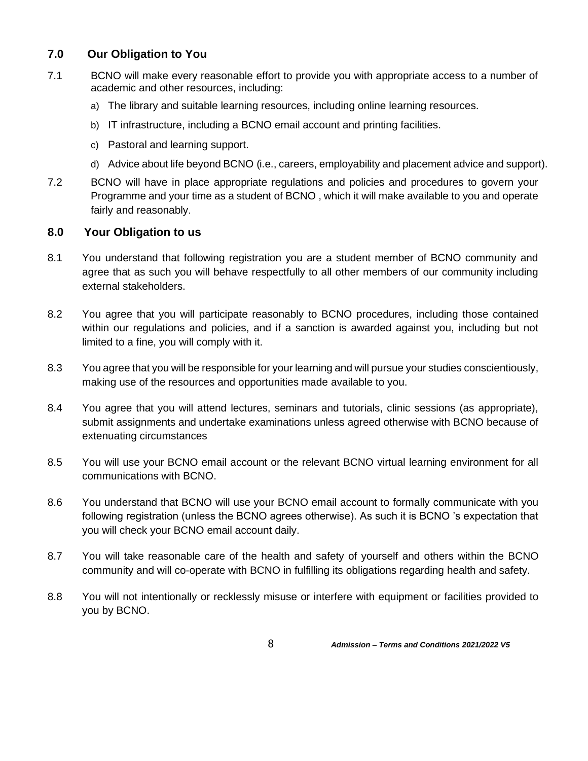## 7.0 Our Obligation to You

7.1 BCNO will make every reasonable effort to provide you with appropriate access to a number of academic and other resources, including:

a) The library and suitable learning resources, including online learning resources.

b) IT infrastructure, including a BCNO email account and printing facilities.

c) Pastoral and learning support.

d) Advice about life beyond BCNO (i.e., careers, employability and placement advice and support).

7.2 BCNO will have in place appropriate regulations and policies and procedures to govern your Programme and your time as a student of BCNO , which it will make available to you and operate fairly and reasonably.

## 8.0 Your Obligation to us

8.1 You understand that following registration you are a student member of BCNO community and agree that as such you will behave respectfully to all other members of our community including external stakeholders.

8.2 You agree that you will participate reasonably to BCNO procedures, including those contained within our regulations and policies, and if a sanction is awarded against you, including but not limited to a fine, you will comply with it.

8.3 You agree that you will be responsible for your learning and will pursue your studies conscientiously, making use of the resources and opportunities made available to you.

8.4 You agree that you will attend lectures, seminars and tutorials, clinic sessions (as appropriate), submit assignments and undertake examinations unless agreed otherwise with BCNO because of extenuating circumstances

8.5 You will use your BCNO email account or the relevant BCNO virtual learning environment for all communications with BCNO.

8.6 You understand that BCNO will use your BCNO email account to formally communicate with you following registration (unless the BCNO agrees otherwise). As such it is BCNO 's expectation that you will check your BCNO email account daily.

8.7 You will take reasonable care of the health and safety of yourself and others within the BCNO community and will co-operate with BCNO in fulfilling its obligations regarding health and safety.

8.8 You will not intentionally or recklessly misuse or interfere with equipment or facilities provided to you by BCNO.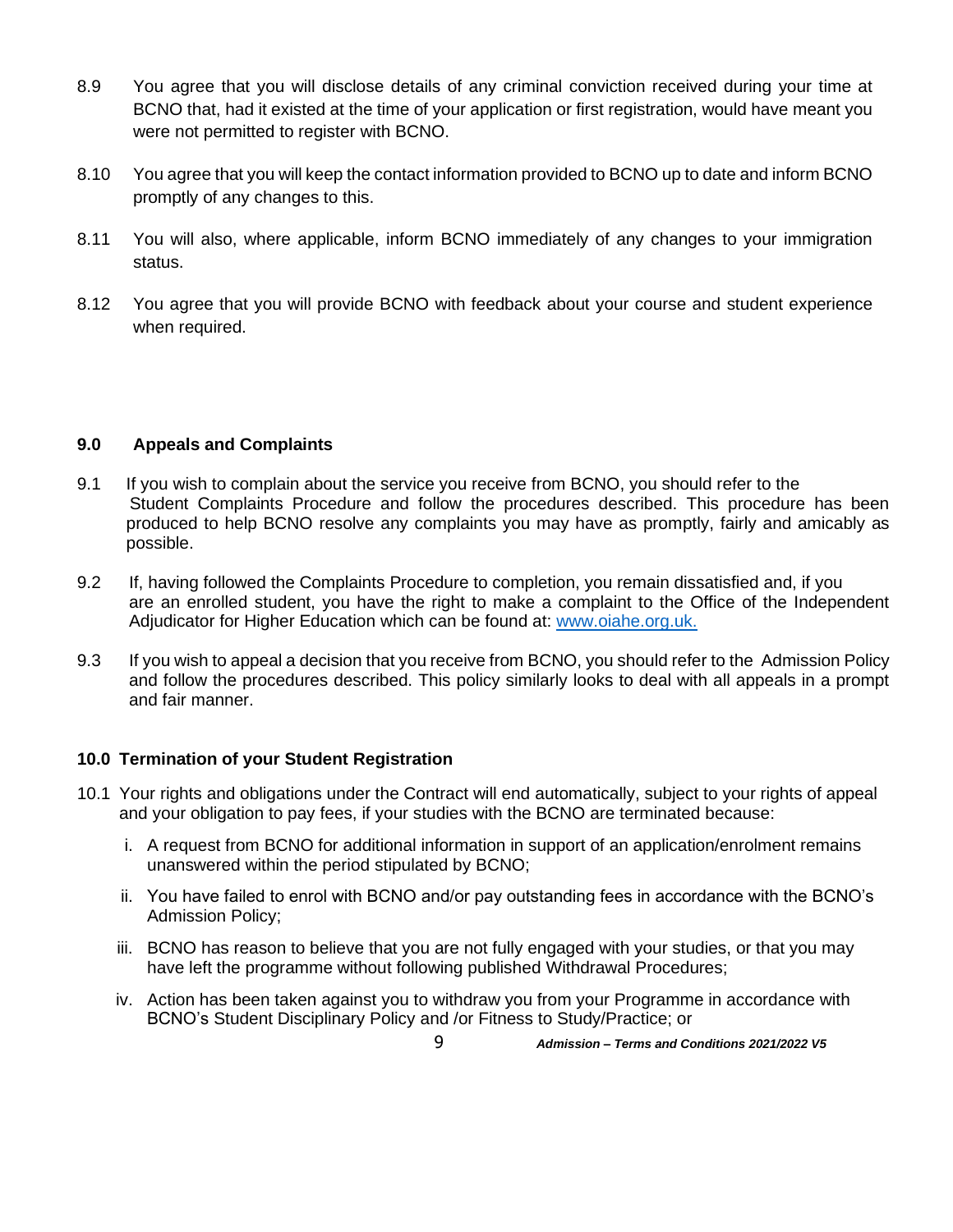8.9 You agree that you will disclose details of any criminal conviction received during your time at BCNO that, had it existed at the time of your application or first registration, would have meant you were not permitted to register with BCNO.

8.10 You agree that you will keep the contact information provided to BCNO up to date and inform BCNO promptly of any changes to this.

8.11 You will also, where applicable, inform BCNO immediately of any changes to your immigration status.

8.12 You agree that you will provide BCNO with feedback about your course and student experience when required.

## 9.0 Appeals and Complaints

9.1 If you wish to complain about the service you receive from BCNO, you should refer to the Student Complaints Procedure and follow the procedures described. This procedure has been produced to help BCNO resolve any complaints you may have as promptly, fairly and amicably as possible.

9.2 If, having followed the Complaints Procedure to completion, you remain dissatisfied and, if you are an enrolled student, you have the right to make a complaint to the Office of the Independent Adjudicator for Higher Education which can be found at: [www.oiahe.org.uk.](http://www.oiahe.org.uk)

9.3 If you wish to appeal a decision that you receive from BCNO, you should refer to the Admission Policy and follow the procedures described. This policy similarly looks to deal with all appeals in a prompt and fair manner.

## 10.0 Termination of your Student Registration

10.1 Your rights and obligations under the Contract will end automatically, subject to your rights of appeal and your obligation to pay fees, if your studies with the BCNO are terminated because:

i. A request from BCNO for additional information in support of an application/enrolment remains unanswered within the period stipulated by BCNO;

ii. You have failed to enrol with BCNO and/or pay outstanding fees in accordance with the BCNO's Admission Policy;

iii. BCNO has reason to believe that you are not fully engaged with your studies, or that you may have left the programme without following published Withdrawal Procedures;

iv. Action has been taken against you to withdraw you from your Programme in accordance with BCNO's Student Disciplinary Policy and /or Fitness to Study/Practice; or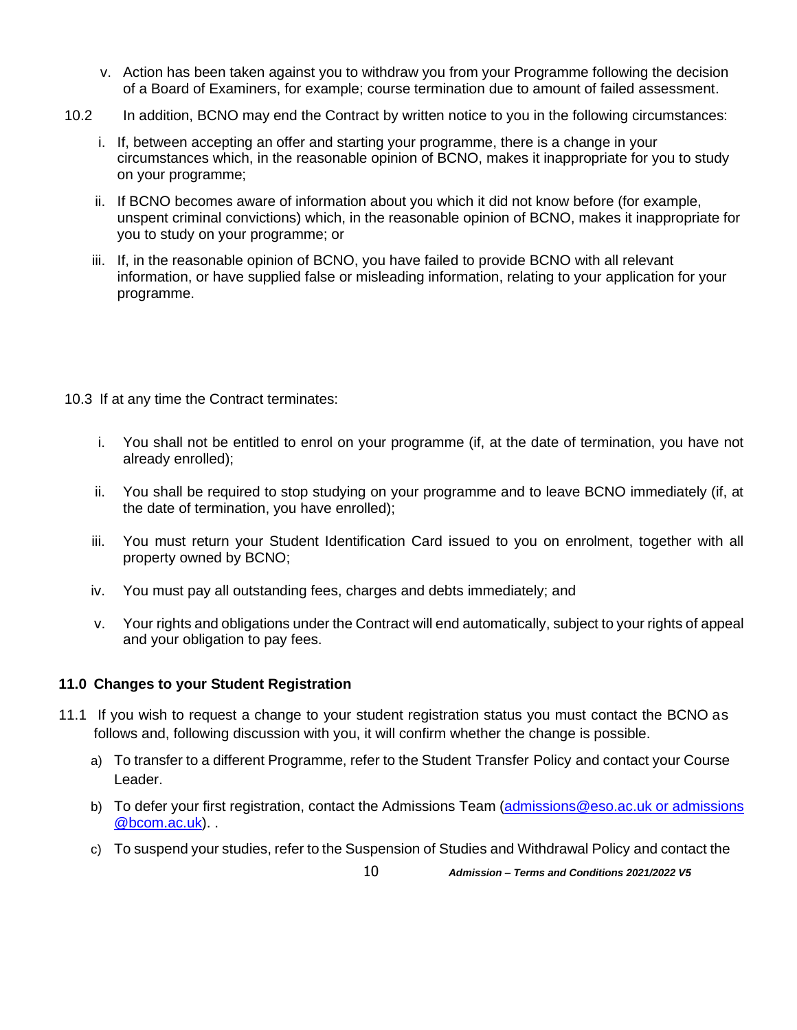v. Action has been taken against you to withdraw you from your Programme following the decision of a Board of Examiners, for example; course termination due to amount of failed assessment.

10.2 In addition, BCNO may end the Contract by written notice to you in the following circumstances:

i. If, between accepting an offer and starting your programme, there is a change in your circumstances which, in the reasonable opinion of BCNO, makes it inappropriate for you to study on your programme;

ii. If BCNO becomes aware of information about you which it did not know before (for example, unspent criminal convictions) which, in the reasonable opinion of BCNO, makes it inappropriate for you to study on your programme; or

iii. If, in the reasonable opinion of BCNO, you have failed to provide BCNO with all relevant information, or have supplied false or misleading information, relating to your application for your programme.

10.3 If at any time the Contract terminates:

i. You shall not be entitled to enrol on your programme (if, at the date of termination, you have not already enrolled);

ii. You shall be required to stop studying on your programme and to leave BCNO immediately (if, at the date of termination, you have enrolled);

iii. You must return your Student Identification Card issued to you on enrolment, together with all property owned by BCNO;

iv. You must pay all outstanding fees, charges and debts immediately; and

v. Your rights and obligations under the Contract will end automatically, subject to your rights of appeal and your obligation to pay fees.

### 11.0 Changes to your Student Registration

11.1 If you wish to request a change to your student registration status you must contact the BCNO as follows and, following discussion with you, it will confirm whether the change is possible.

a) To transfer to a different Programme, refer to the Student Transfer Policy and contact your Course Leader.

b) To defer your first registration, contact the Admissions Team (admissions@eso.ac.uk or admissions @bcom.ac.uk). .

c) To suspend your studies, refer to the Suspension of Studies and Withdrawal Policy and contact the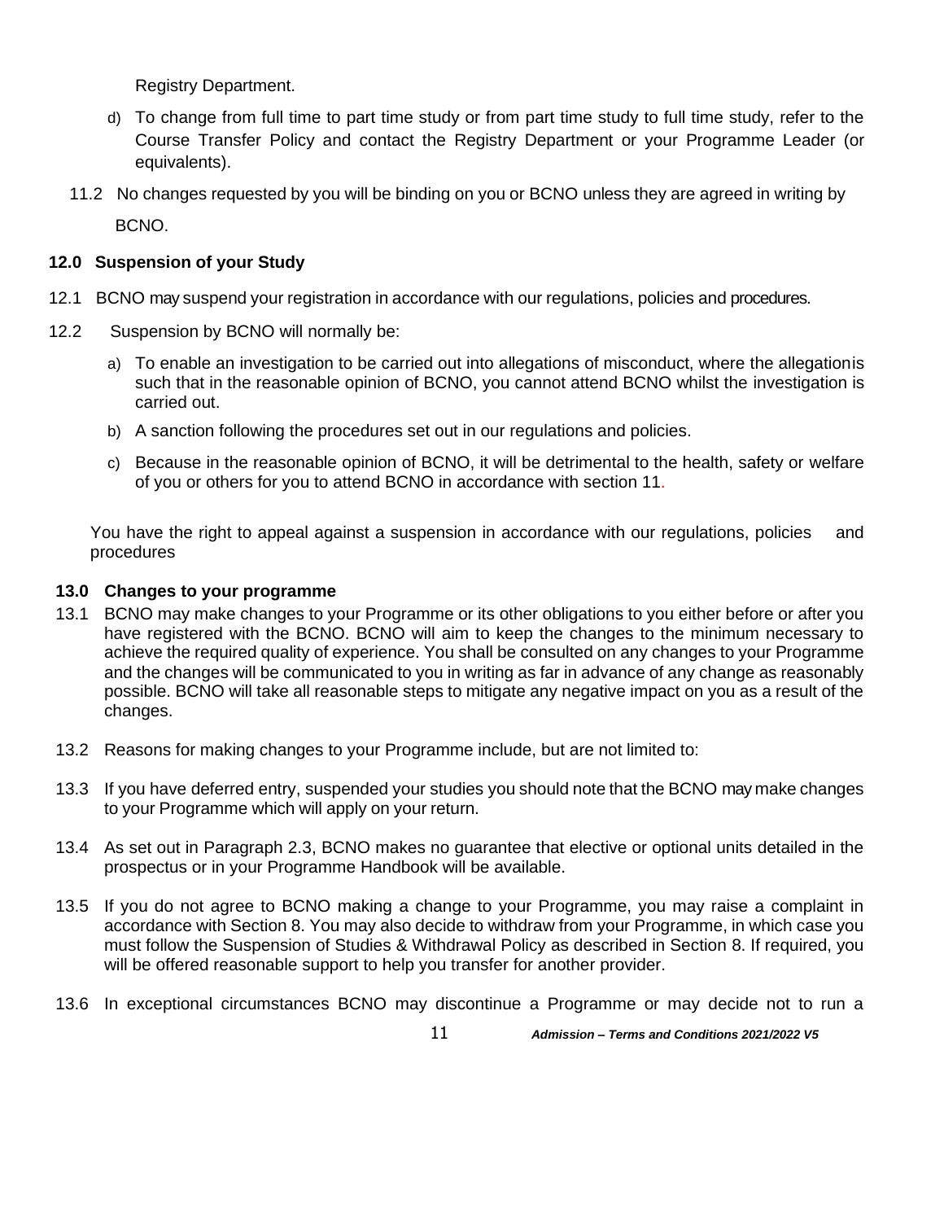Registry Department.

d) To change from full time to part time study or from part time study to full time study, refer to the Course Transfer Policy and contact the Registry Department or your Programme Leader (or equivalents).

11.2 No changes requested by you will be binding on you or BCNO unless they are agreed in writing by BCNO.

## 12.0 Suspension of your Study

12.1 BCNO may suspend your registration in accordance with our regulations, policies and procedures.

12.2 Suspension by BCNO will normally be:

a) To enable an investigation to be carried out into allegations of misconduct, where the allegationis such that in the reasonable opinion of BCNO, you cannot attend BCNO whilst the investigation is carried out.

b) A sanction following the procedures set out in our regulations and policies.

c) Because in the reasonable opinion of BCNO, it will be detrimental to the health, safety or welfare of you or others for you to attend BCNO in accordance with section 11.

You have the right to appeal against a suspension in accordance with our regulations, policies and procedures

## 13.0 Changes to your programme

13.1 BCNO may make changes to your Programme or its other obligations to you either before or after you have registered with the BCNO. BCNO will aim to keep the changes to the minimum necessary to achieve the required quality of experience. You shall be consulted on any changes to your Programme and the changes will be communicated to you in writing as far in advance of any change as reasonably possible. BCNO will take all reasonable steps to mitigate any negative impact on you as a result of the changes.

13.2 Reasons for making changes to your Programme include, but are not limited to:

13.3 If you have deferred entry, suspended your studies you should note that the BCNO may make changes to your Programme which will apply on your return.

13.4 As set out in Paragraph 2.3, BCNO makes no guarantee that elective or optional units detailed in the prospectus or in your Programme Handbook will be available.

13.5 If you do not agree to BCNO making a change to your Programme, you may raise a complaint in accordance with Section 8. You may also decide to withdraw from your Programme, in which case you must follow the Suspension of Studies & Withdrawal Policy as described in Section 8. If required, you will be offered reasonable support to help you transfer for another provider.

13.6 In exceptional circumstances BCNO may discontinue a Programme or may decide not to run a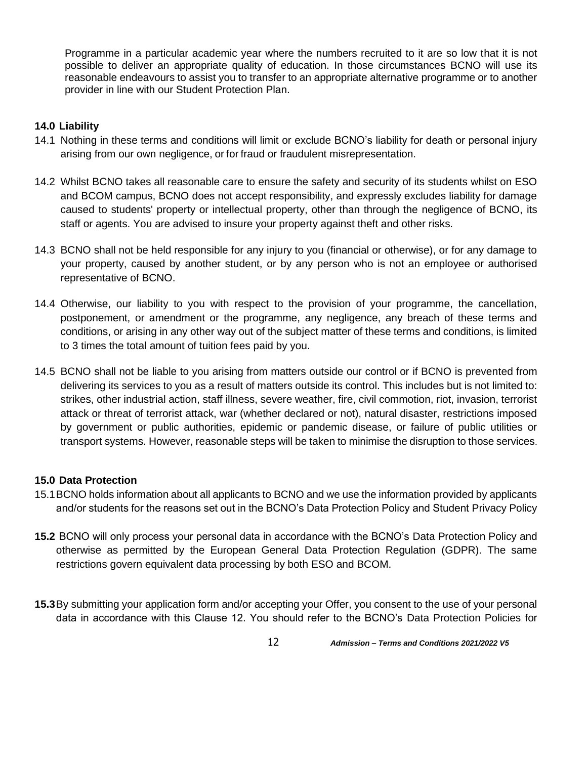Programme in a particular academic year where the numbers recruited to it are so low that it is not possible to deliver an appropriate quality of education. In those circumstances BCNO will use its reasonable endeavours to assist you to transfer to an appropriate alternative programme or to another provider in line with our Student Protection Plan.

**14.0 Liability**

14.1 Nothing in these terms and conditions will limit or exclude BCNO's liability for death or personal injury arising from our own negligence, or for fraud or fraudulent misrepresentation.

14.2 Whilst BCNO takes all reasonable care to ensure the safety and security of its students whilst on ESO and BCOM campus, BCNO does not accept responsibility, and expressly excludes liability for damage caused to students' property or intellectual property, other than through the negligence of BCNO, its staff or agents. You are advised to insure your property against theft and other risks.

14.3 BCNO shall not be held responsible for any injury to you (financial or otherwise), or for any damage to your property, caused by another student, or by any person who is not an employee or authorised representative of BCNO.

14.4 Otherwise, our liability to you with respect to the provision of your programme, the cancellation, postponement, or amendment or the programme, any negligence, any breach of these terms and conditions, or arising in any other way out of the subject matter of these terms and conditions, is limited to 3 times the total amount of tuition fees paid by you.

14.5 BCNO shall not be liable to you arising from matters outside our control or if BCNO is prevented from delivering its services to you as a result of matters outside its control. This includes but is not limited to: strikes, other industrial action, staff illness, severe weather, fire, civil commotion, riot, invasion, terrorist attack or threat of terrorist attack, war (whether declared or not), natural disaster, restrictions imposed by government or public authorities, epidemic or pandemic disease, or failure of public utilities or transport systems. However, reasonable steps will be taken to minimise the disruption to those services.

**15.0 Data Protection**

15.1 BCNO holds information about all applicants to BCNO and we use the information provided by applicants and/or students for the reasons set out in the BCNO's Data Protection Policy and Student Privacy Policy

**15.2** BCNO will only process your personal data in accordance with the BCNO's Data Protection Policy and otherwise as permitted by the European General Data Protection Regulation (GDPR). The same restrictions govern equivalent data processing by both ESO and BCOM.

**15.3** By submitting your application form and/or accepting your Offer, you consent to the use of your personal data in accordance with this Clause 12. You should refer to the BCNO's Data Protection Policies for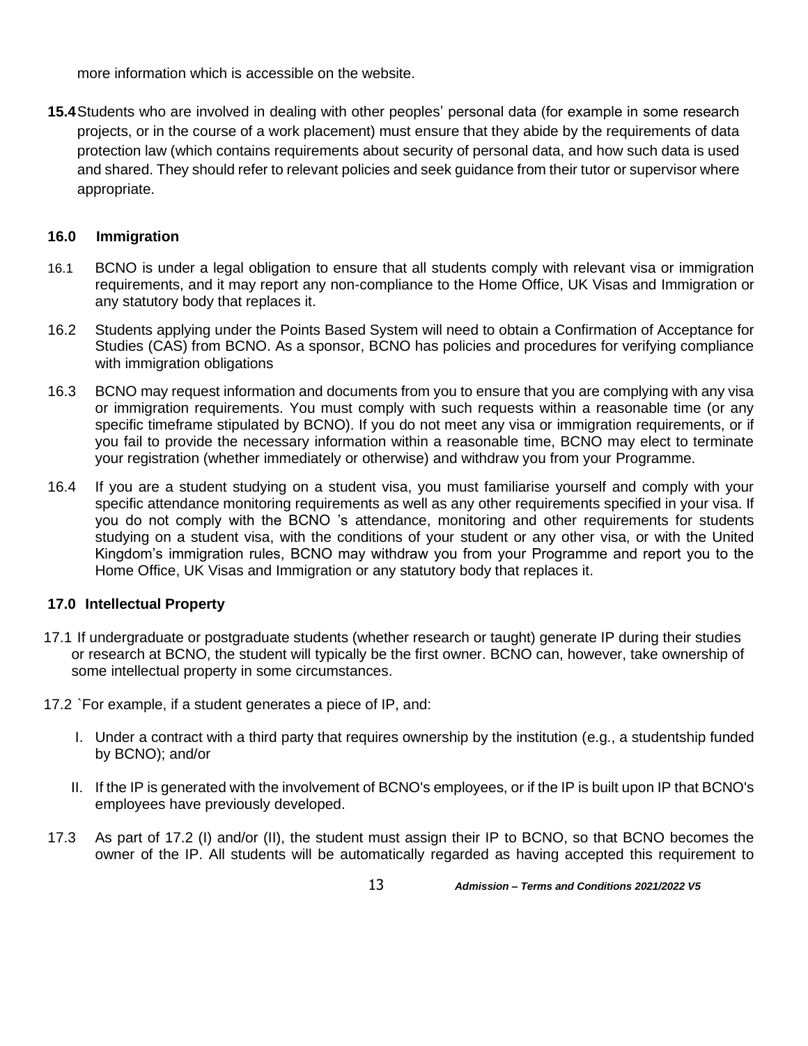more information which is accessible on the website.

**15.4** Students who are involved in dealing with other peoples' personal data (for example in some research projects, or in the course of a work placement) must ensure that they abide by the requirements of data protection law (which contains requirements about security of personal data, and how such data is used and shared. They should refer to relevant policies and seek guidance from their tutor or supervisor where appropriate.

### 16.0 Immigration

16.1 BCNO is under a legal obligation to ensure that all students comply with relevant visa or immigration requirements, and it may report any non-compliance to the Home Office, UK Visas and Immigration or any statutory body that replaces it.

16.2 Students applying under the Points Based System will need to obtain a Confirmation of Acceptance for Studies (CAS) from BCNO. As a sponsor, BCNO has policies and procedures for verifying compliance with immigration obligations

16.3 BCNO may request information and documents from you to ensure that you are complying with any visa or immigration requirements. You must comply with such requests within a reasonable time (or any specific timeframe stipulated by BCNO). If you do not meet any visa or immigration requirements, or if you fail to provide the necessary information within a reasonable time, BCNO may elect to terminate your registration (whether immediately or otherwise) and withdraw you from your Programme.

16.4 If you are a student studying on a student visa, you must familiarise yourself and comply with your specific attendance monitoring requirements as well as any other requirements specified in your visa. If you do not comply with the BCNO 's attendance, monitoring and other requirements for students studying on a student visa, with the conditions of your student or any other visa, or with the United Kingdom's immigration rules, BCNO may withdraw you from your Programme and report you to the Home Office, UK Visas and Immigration or any statutory body that replaces it.

### 17.0 Intellectual Property

17.1 If undergraduate or postgraduate students (whether research or taught) generate IP during their studies or research at BCNO, the student will typically be the first owner. BCNO can, however, take ownership of some intellectual property in some circumstances.

17.2 `For example, if a student generates a piece of IP, and:

I. Under a contract with a third party that requires ownership by the institution (e.g., a studentship funded by BCNO); and/or

II. If the IP is generated with the involvement of BCNO's employees, or if the IP is built upon IP that BCNO's employees have previously developed.

17.3 As part of 17.2 (I) and/or (II), the student must assign their IP to BCNO, so that BCNO becomes the owner of the IP. All students will be automatically regarded as having accepted this requirement to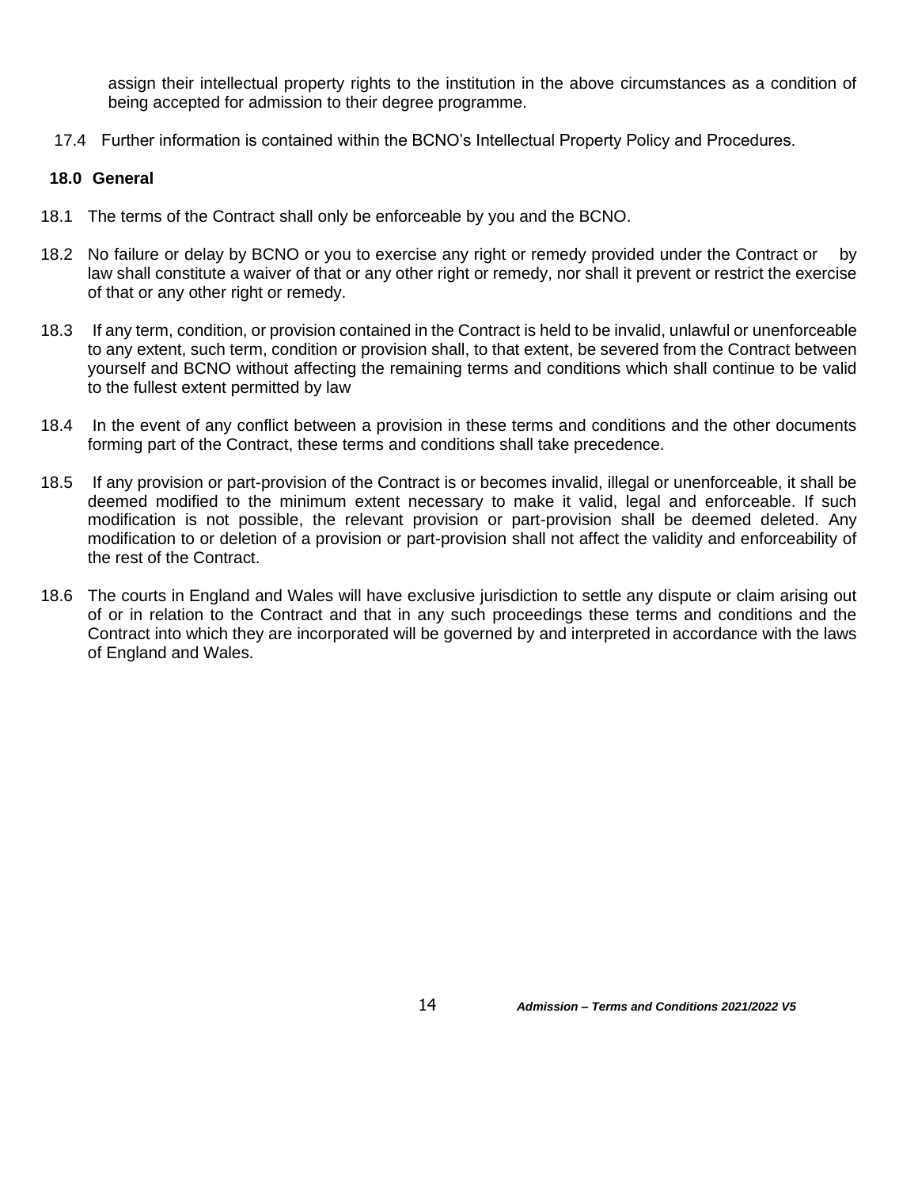assign their intellectual property rights to the institution in the above circumstances as a condition of being accepted for admission to their degree programme.

17.4 Further information is contained within the BCNO's Intellectual Property Policy and Procedures.

## 18.0 General

18.1 The terms of the Contract shall only be enforceable by you and the BCNO.

18.2 No failure or delay by BCNO or you to exercise any right or remedy provided under the Contract or by law shall constitute a waiver of that or any other right or remedy, nor shall it prevent or restrict the exercise of that or any other right or remedy.

18.3 If any term, condition, or provision contained in the Contract is held to be invalid, unlawful or unenforceable to any extent, such term, condition or provision shall, to that extent, be severed from the Contract between yourself and BCNO without affecting the remaining terms and conditions which shall continue to be valid to the fullest extent permitted by law

18.4 In the event of any conflict between a provision in these terms and conditions and the other documents forming part of the Contract, these terms and conditions shall take precedence.

18.5 If any provision or part-provision of the Contract is or becomes invalid, illegal or unenforceable, it shall be deemed modified to the minimum extent necessary to make it valid, legal and enforceable. If such modification is not possible, the relevant provision or part-provision shall be deemed deleted. Any modification to or deletion of a provision or part-provision shall not affect the validity and enforceability of the rest of the Contract.

18.6 The courts in England and Wales will have exclusive jurisdiction to settle any dispute or claim arising out of or in relation to the Contract and that in any such proceedings these terms and conditions and the Contract into which they are incorporated will be governed by and interpreted in accordance with the laws of England and Wales.